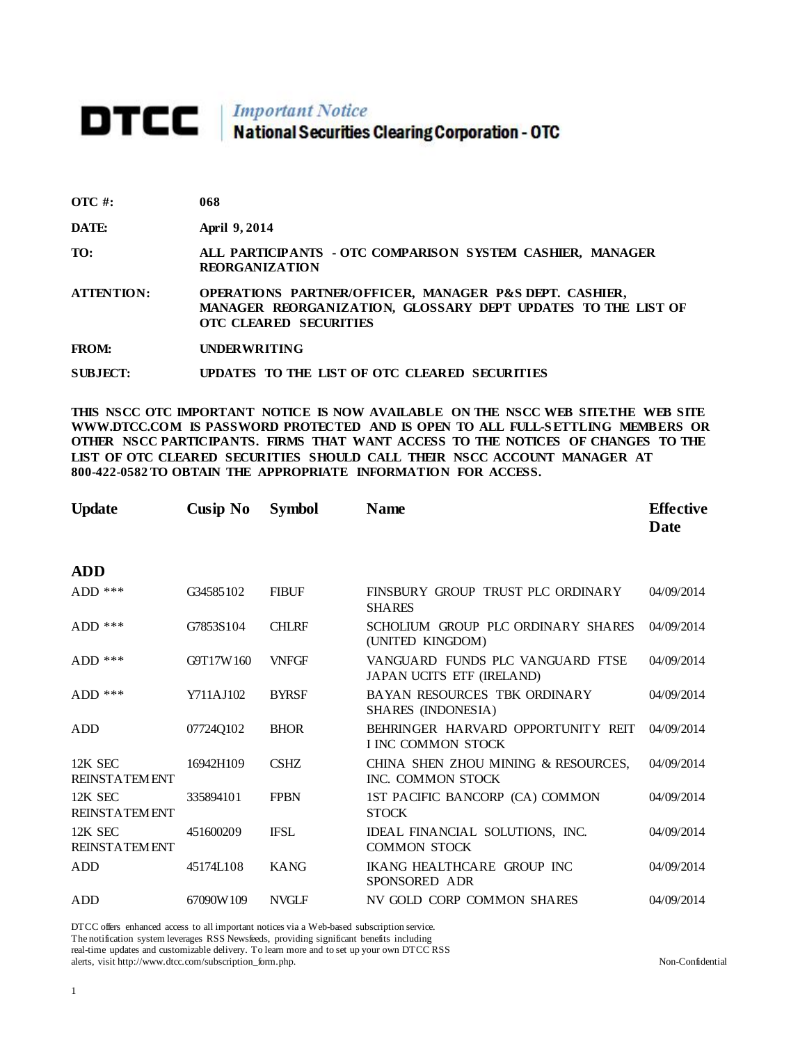# DTCC | *Important Notice*
## National Securities Clearing Corporation - OTC

**OTC #:** 068

**DATE:** April 9, 2014

**TO:** ALL PARTICIPANTS - OTC COMPARISON SYSTEM CASHIER, MANAGER REORGANIZATION

**ATTENTION:** OPERATIONS PARTNER/OFFICER, MANAGER P&S DEPT. CASHIER, MANAGER REORGANIZATION, GLOSSARY DEPT UPDATES TO THE LIST OF OTC CLEARED SECURITIES

**FROM:** UNDERWRITING

**SUBJECT:** UPDATES TO THE LIST OF OTC CLEARED SECURITIES

**THIS NSCC OTC IMPORTANT NOTICE IS NOW AVAILABLE ON THE NSCC WEB SITE.THE WEB SITE WWW.DTCC.COM IS PASSWORD PROTECTED AND IS OPEN TO ALL FULL-SETTLING MEMBERS OR OTHER NSCC PARTICIPANTS. FIRMS THAT WANT ACCESS TO THE NOTICES OF CHANGES TO THE LIST OF OTC CLEARED SECURITIES SHOULD CALL THEIR NSCC ACCOUNT MANAGER AT 800-422-0582 TO OBTAIN THE APPROPRIATE INFORMATION FOR ACCESS.**

| Update | Cusip No | Symbol | Name | Effective Date |
|---|---|---|---|---|
| **ADD** | | | | |
| ADD *** | G34585102 | FIBUF | FINSBURY GROUP TRUST PLC ORDINARY SHARES | 04/09/2014 |
| ADD *** | G7853S104 | CHLRF | SCHOLIUM GROUP PLC ORDINARY SHARES (UNITED KINGDOM) | 04/09/2014 |
| ADD *** | G9T17W160 | VNFGF | VANGUARD FUNDS PLC VANGUARD FTSE JAPAN UCITS ETF (IRELAND) | 04/09/2014 |
| ADD *** | Y711AJ102 | BYRSF | BAYAN RESOURCES TBK ORDINARY SHARES (INDONESIA) | 04/09/2014 |
| ADD | 07724Q102 | BHOR | BEHRINGER HARVARD OPPORTUNITY REIT I INC COMMON STOCK | 04/09/2014 |
| 12K SEC REINSTATEMENT | 16942H109 | CSHZ | CHINA SHEN ZHOU MINING & RESOURCES, INC. COMMON STOCK | 04/09/2014 |
| 12K SEC REINSTATEMENT | 335894101 | FPBN | 1ST PACIFIC BANCORP (CA) COMMON STOCK | 04/09/2014 |
| 12K SEC REINSTATEMENT | 451600209 | IFSL | IDEAL FINANCIAL SOLUTIONS, INC. COMMON STOCK | 04/09/2014 |
| ADD | 45174L108 | KANG | IKANG HEALTHCARE GROUP INC SPONSORED ADR | 04/09/2014 |
| ADD | 67090W109 | NVGLF | NV GOLD CORP COMMON SHARES | 04/09/2014 |

DTCC offers enhanced access to all important notices via a Web-based subscription service. The notification system leverages RSS Newsfeeds, providing significant benefits including real-time updates and customizable delivery. To learn more and to set up your own DTCC RSS alerts, visit http://www.dtcc.com/subscription_form.php.

Non-Confidential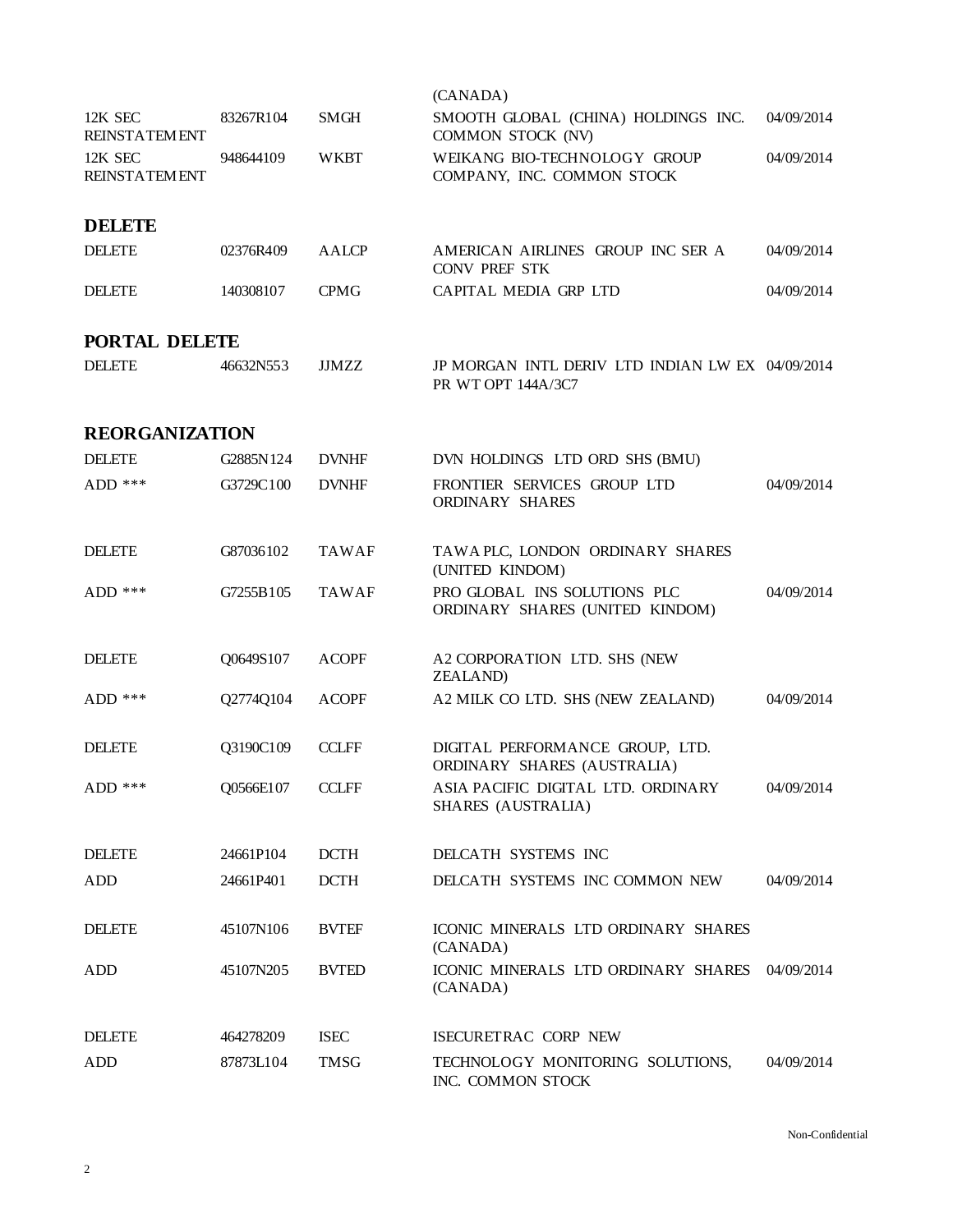| | | | (CANADA) | |
|---|---|---|---|---|
| 12K SEC REINSTATEMENT | 83267R104 | SMGH | SMOOTH GLOBAL (CHINA) HOLDINGS INC. COMMON STOCK (NV) | 04/09/2014 |
| 12K SEC REINSTATEMENT | 948644109 | WKBT | WEIKANG BIO-TECHNOLOGY GROUP COMPANY, INC. COMMON STOCK | 04/09/2014 |

## DELETE

| | | | | |
|---|---|---|---|---|
| DELETE | 02376R409 | AALCP | AMERICAN AIRLINES GROUP INC SER A CONV PREF STK | 04/09/2014 |
| DELETE | 140308107 | CPMG | CAPITAL MEDIA GRP LTD | 04/09/2014 |

## PORTAL DELETE

| | | | | |
|---|---|---|---|---|
| DELETE | 46632N553 | JJMZZ | JP MORGAN INTL DERIV LTD INDIAN LW EX PR WT OPT 144A/3C7 | 04/09/2014 |

## REORGANIZATION

| | | | | |
|---|---|---|---|---|
| DELETE | G2885N124 | DVNHF | DVN HOLDINGS LTD ORD SHS (BMU) | |
| ADD *** | G3729C100 | DVNHF | FRONTIER SERVICES GROUP LTD ORDINARY SHARES | 04/09/2014 |
| DELETE | G87036102 | TAWAF | TAWA PLC, LONDON ORDINARY SHARES (UNITED KINDOM) | |
| ADD *** | G7255B105 | TAWAF | PRO GLOBAL INS SOLUTIONS PLC ORDINARY SHARES (UNITED KINDOM) | 04/09/2014 |
| DELETE | Q0649S107 | ACOPF | A2 CORPORATION LTD. SHS (NEW ZEALAND) | |
| ADD *** | Q2774Q104 | ACOPF | A2 MILK CO LTD. SHS (NEW ZEALAND) | 04/09/2014 |
| DELETE | Q3190C109 | CCLFF | DIGITAL PERFORMANCE GROUP, LTD. ORDINARY SHARES (AUSTRALIA) | |
| ADD *** | Q0566E107 | CCLFF | ASIA PACIFIC DIGITAL LTD. ORDINARY SHARES (AUSTRALIA) | 04/09/2014 |
| DELETE | 24661P104 | DCTH | DELCATH SYSTEMS INC | |
| ADD | 24661P401 | DCTH | DELCATH SYSTEMS INC COMMON NEW | 04/09/2014 |
| DELETE | 45107N106 | BVTEF | ICONIC MINERALS LTD ORDINARY SHARES (CANADA) | |
| ADD | 45107N205 | BVTED | ICONIC MINERALS LTD ORDINARY SHARES (CANADA) | 04/09/2014 |
| DELETE | 464278209 | ISEC | ISECURETRAC CORP NEW | |
| ADD | 87873L104 | TMSG | TECHNOLOGY MONITORING SOLUTIONS, INC. COMMON STOCK | 04/09/2014 |

Non-Confidential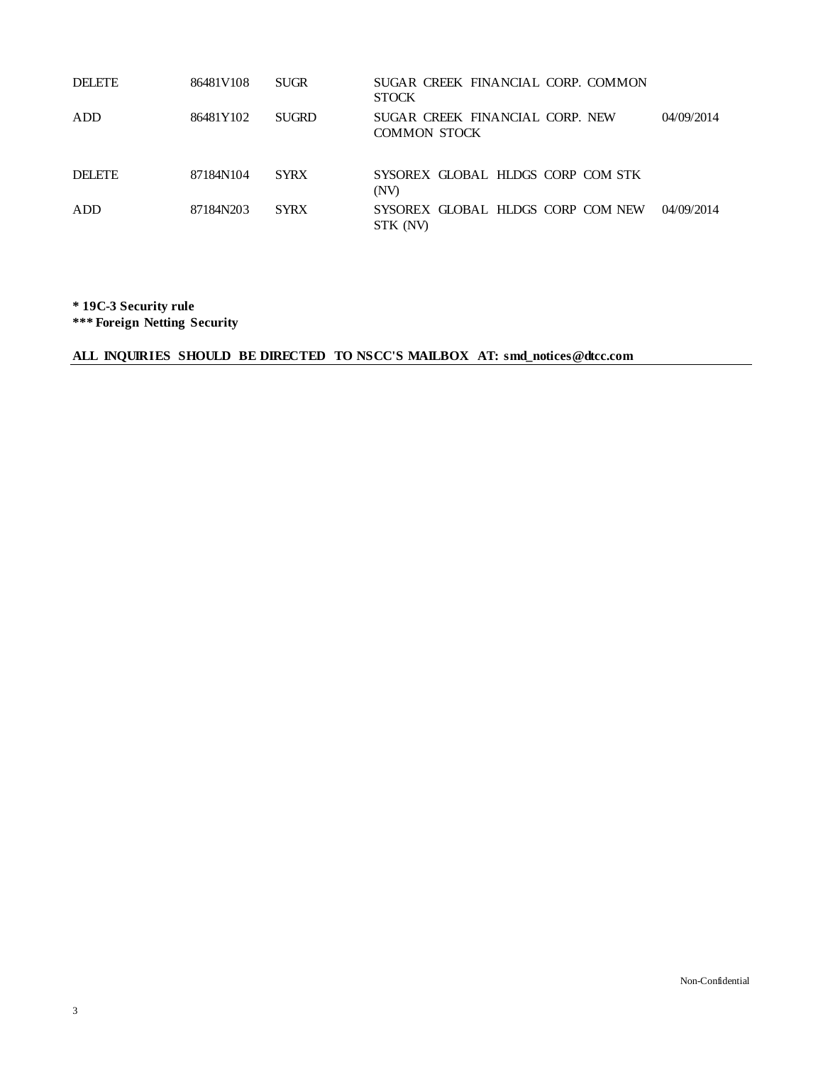| | | | | |
|---|---|---|---|---|
| DELETE | 86481V108 | SUGR | SUGAR CREEK FINANCIAL CORP. COMMON STOCK | |
| ADD | 86481Y102 | SUGRD | SUGAR CREEK FINANCIAL CORP. NEW COMMON STOCK | 04/09/2014 |
| DELETE | 87184N104 | SYRX | SYSOREX GLOBAL HLDGS CORP COM STK (NV) | |
| ADD | 87184N203 | SYRX | SYSOREX GLOBAL HLDGS CORP COM NEW STK (NV) | 04/09/2014 |

**\* 19C-3 Security rule**
**\*\*\* Foreign Netting Security**

**ALL INQUIRIES SHOULD BE DIRECTED TO NSCC'S MAILBOX AT: smd_notices@dtcc.com**

Non-Confidential